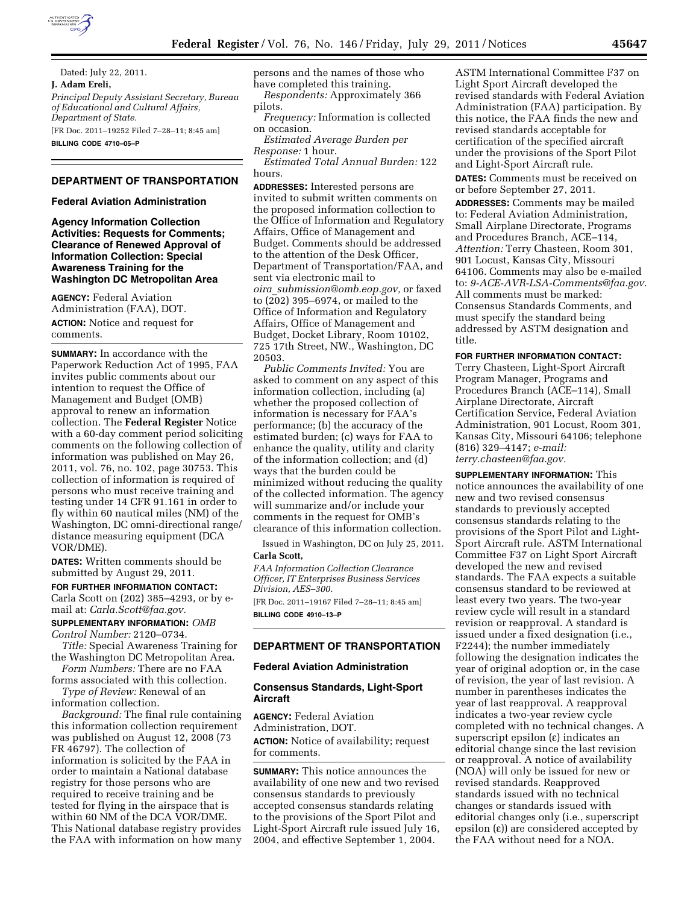Dated: July 22, 2011.

**J. Adam Ereli,**

*Principal Deputy Assistant Secretary, Bureau of Educational and Cultural Affairs, Department of State.*

[FR Doc. 2011–19252 Filed 7–28–11; 8:45 am]

**BILLING CODE 4710–05–P**

## DEPARTMENT OF TRANSPORTATION

### Federal Aviation Administration

### Agency Information Collection Activities: Requests for Comments; Clearance of Renewed Approval of Information Collection: Special Awareness Training for the Washington DC Metropolitan Area

**AGENCY:** Federal Aviation Administration (FAA), DOT.

**ACTION:** Notice and request for comments.

**SUMMARY:** In accordance with the Paperwork Reduction Act of 1995, FAA invites public comments about our intention to request the Office of Management and Budget (OMB) approval to renew an information collection. The **Federal Register** Notice with a 60-day comment period soliciting comments on the following collection of information was published on May 26, 2011, vol. 76, no. 102, page 30753. This collection of information is required of persons who must receive training and testing under 14 CFR 91.161 in order to fly within 60 nautical miles (NM) of the Washington, DC omni-directional range/distance measuring equipment (DCA VOR/DME).

**DATES:** Written comments should be submitted by August 29, 2011.

**FOR FURTHER INFORMATION CONTACT:** Carla Scott on (202) 385–4293, or by e-mail at: *Carla.Scott@faa.gov.*

**SUPPLEMENTARY INFORMATION:** *OMB Control Number:* 2120–0734.

*Title:* Special Awareness Training for the Washington DC Metropolitan Area.

*Form Numbers:* There are no FAA forms associated with this collection.

*Type of Review:* Renewal of an information collection.

*Background:* The final rule containing this information collection requirement was published on August 12, 2008 (73 FR 46797). The collection of information is solicited by the FAA in order to maintain a National database registry for those persons who are required to receive training and be tested for flying in the airspace that is within 60 NM of the DCA VOR/DME. This National database registry provides the FAA with information on how many persons and the names of those who have completed this training.

*Respondents:* Approximately 366 pilots.

*Frequency:* Information is collected on occasion.

*Estimated Average Burden per Response:* 1 hour.

*Estimated Total Annual Burden:* 122 hours.

**ADDRESSES:** Interested persons are invited to submit written comments on the proposed information collection to the Office of Information and Regulatory Affairs, Office of Management and Budget. Comments should be addressed to the attention of the Desk Officer, Department of Transportation/FAA, and sent via electronic mail to *oira_submission@omb.eop.gov,* or faxed to (202) 395–6974, or mailed to the Office of Information and Regulatory Affairs, Office of Management and Budget, Docket Library, Room 10102, 725 17th Street, NW., Washington, DC 20503.

*Public Comments Invited:* You are asked to comment on any aspect of this information collection, including (a) whether the proposed collection of information is necessary for FAA's performance; (b) the accuracy of the estimated burden; (c) ways for FAA to enhance the quality, utility and clarity of the information collection; and (d) ways that the burden could be minimized without reducing the quality of the collected information. The agency will summarize and/or include your comments in the request for OMB's clearance of this information collection.

Issued in Washington, DC on July 25, 2011.

**Carla Scott,**

*FAA Information Collection Clearance Officer, IT Enterprises Business Services Division, AES–300.*

[FR Doc. 2011–19167 Filed 7–28–11; 8:45 am]

**BILLING CODE 4910–13–P**

## DEPARTMENT OF TRANSPORTATION

### Federal Aviation Administration

### Consensus Standards, Light-Sport Aircraft

**AGENCY:** Federal Aviation Administration, DOT.

**ACTION:** Notice of availability; request for comments.

**SUMMARY:** This notice announces the availability of one new and two revised consensus standards to previously accepted consensus standards relating to the provisions of the Sport Pilot and Light-Sport Aircraft rule issued July 16, 2004, and effective September 1, 2004. ASTM International Committee F37 on Light Sport Aircraft developed the revised standards with Federal Aviation Administration (FAA) participation. By this notice, the FAA finds the new and revised standards acceptable for certification of the specified aircraft under the provisions of the Sport Pilot and Light-Sport Aircraft rule.

**DATES:** Comments must be received on or before September 27, 2011.

**ADDRESSES:** Comments may be mailed to: Federal Aviation Administration, Small Airplane Directorate, Programs and Procedures Branch, ACE–114, *Attention:* Terry Chasteen, Room 301, 901 Locust, Kansas City, Missouri 64106. Comments may also be e-mailed to: *9-ACE-AVR-LSA-Comments@faa.gov.* All comments must be marked: Consensus Standards Comments, and must specify the standard being addressed by ASTM designation and title.

**FOR FURTHER INFORMATION CONTACT:** Terry Chasteen, Light-Sport Aircraft Program Manager, Programs and Procedures Branch (ACE–114), Small Airplane Directorate, Aircraft Certification Service, Federal Aviation Administration, 901 Locust, Room 301, Kansas City, Missouri 64106; telephone (816) 329–4147; *e-mail: terry.chasteen@faa.gov.*

**SUPPLEMENTARY INFORMATION:** This notice announces the availability of one new and two revised consensus standards to previously accepted consensus standards relating to the provisions of the Sport Pilot and Light-Sport Aircraft rule. ASTM International Committee F37 on Light Sport Aircraft developed the new and revised standards. The FAA expects a suitable consensus standard to be reviewed at least every two years. The two-year review cycle will result in a standard revision or reapproval. A standard is issued under a fixed designation (i.e., F2244); the number immediately following the designation indicates the year of original adoption or, in the case of revision, the year of last revision. A number in parentheses indicates the year of last reapproval. A reapproval indicates a two-year review cycle completed with no technical changes. A superscript epsilon (ε) indicates an editorial change since the last revision or reapproval. A notice of availability (NOA) will only be issued for new or revised standards. Reapproved standards issued with no technical changes or standards issued with editorial changes only (i.e., superscript epsilon (ε)) are considered accepted by the FAA without need for a NOA.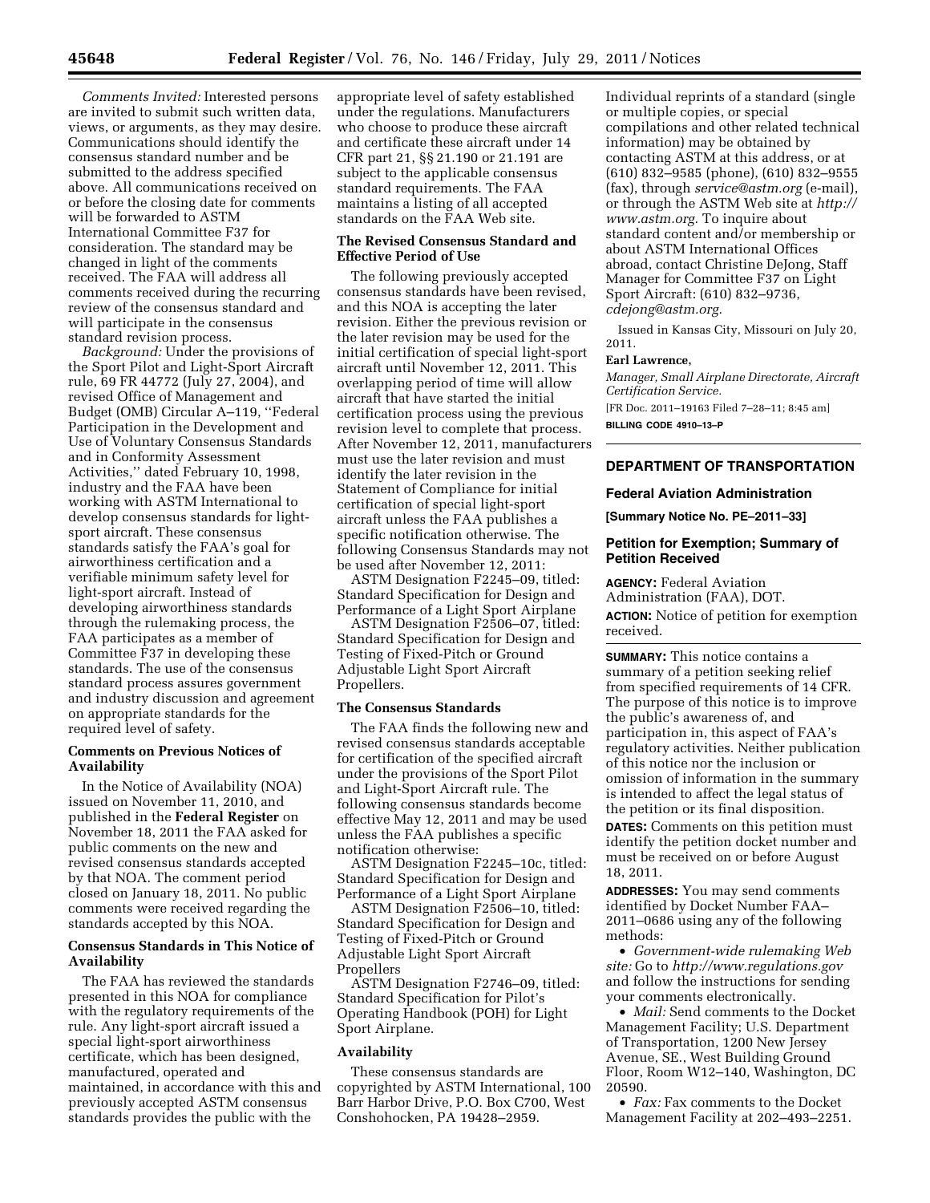*Comments Invited:* Interested persons are invited to submit such written data, views, or arguments, as they may desire. Communications should identify the consensus standard number and be submitted to the address specified above. All communications received on or before the closing date for comments will be forwarded to ASTM International Committee F37 for consideration. The standard may be changed in light of the comments received. The FAA will address all comments received during the recurring review of the consensus standard and will participate in the consensus standard revision process.

*Background:* Under the provisions of the Sport Pilot and Light-Sport Aircraft rule, 69 FR 44772 (July 27, 2004), and revised Office of Management and Budget (OMB) Circular A–119, ''Federal Participation in the Development and Use of Voluntary Consensus Standards and in Conformity Assessment Activities,'' dated February 10, 1998, industry and the FAA have been working with ASTM International to develop consensus standards for light-sport aircraft. These consensus standards satisfy the FAA's goal for airworthiness certification and a verifiable minimum safety level for light-sport aircraft. Instead of developing airworthiness standards through the rulemaking process, the FAA participates as a member of Committee F37 in developing these standards. The use of the consensus standard process assures government and industry discussion and agreement on appropriate standards for the required level of safety.

### Comments on Previous Notices of Availability

In the Notice of Availability (NOA) issued on November 11, 2010, and published in the **Federal Register** on November 18, 2011 the FAA asked for public comments on the new and revised consensus standards accepted by that NOA. The comment period closed on January 18, 2011. No public comments were received regarding the standards accepted by this NOA.

### Consensus Standards in This Notice of Availability

The FAA has reviewed the standards presented in this NOA for compliance with the regulatory requirements of the rule. Any light-sport aircraft issued a special light-sport airworthiness certificate, which has been designed, manufactured, operated and maintained, in accordance with this and previously accepted ASTM consensus standards provides the public with the appropriate level of safety established under the regulations. Manufacturers who choose to produce these aircraft and certificate these aircraft under 14 CFR part 21, §§ 21.190 or 21.191 are subject to the applicable consensus standard requirements. The FAA maintains a listing of all accepted standards on the FAA Web site.

### The Revised Consensus Standard and Effective Period of Use

The following previously accepted consensus standards have been revised, and this NOA is accepting the later revision. Either the previous revision or the later revision may be used for the initial certification of special light-sport aircraft until November 12, 2011. This overlapping period of time will allow aircraft that have started the initial certification process using the previous revision level to complete that process. After November 12, 2011, manufacturers must use the later revision and must identify the later revision in the Statement of Compliance for initial certification of special light-sport aircraft unless the FAA publishes a specific notification otherwise. The following Consensus Standards may not be used after November 12, 2011:

ASTM Designation F2245–09, titled: Standard Specification for Design and Performance of a Light Sport Airplane

ASTM Designation F2506–07, titled: Standard Specification for Design and Testing of Fixed-Pitch or Ground Adjustable Light Sport Aircraft Propellers.

### The Consensus Standards

The FAA finds the following new and revised consensus standards acceptable for certification of the specified aircraft under the provisions of the Sport Pilot and Light-Sport Aircraft rule. The following consensus standards become effective May 12, 2011 and may be used unless the FAA publishes a specific notification otherwise:

ASTM Designation F2245–10c, titled: Standard Specification for Design and Performance of a Light Sport Airplane

ASTM Designation F2506–10, titled: Standard Specification for Design and Testing of Fixed-Pitch or Ground Adjustable Light Sport Aircraft Propellers

ASTM Designation F2746–09, titled: Standard Specification for Pilot's Operating Handbook (POH) for Light Sport Airplane.

### Availability

These consensus standards are copyrighted by ASTM International, 100 Barr Harbor Drive, P.O. Box C700, West Conshohocken, PA 19428–2959. Individual reprints of a standard (single or multiple copies, or special compilations and other related technical information) may be obtained by contacting ASTM at this address, or at (610) 832–9585 (phone), (610) 832–9555 (fax), through *service@astm.org* (e-mail), or through the ASTM Web site at *http://www.astm.org.* To inquire about standard content and/or membership or about ASTM International Offices abroad, contact Christine DeJong, Staff Manager for Committee F37 on Light Sport Aircraft: (610) 832–9736, *cdejong@astm.org.*

Issued in Kansas City, Missouri on July 20, 2011.

**Earl Lawrence,**

*Manager, Small Airplane Directorate, Aircraft Certification Service.*

[FR Doc. 2011–19163 Filed 7–28–11; 8:45 am]

**BILLING CODE 4910–13–P**

---

## DEPARTMENT OF TRANSPORTATION

### Federal Aviation Administration

**[Summary Notice No. PE–2011–33]**

### Petition for Exemption; Summary of Petition Received

**AGENCY:** Federal Aviation Administration (FAA), DOT.

**ACTION:** Notice of petition for exemption received.

**SUMMARY:** This notice contains a summary of a petition seeking relief from specified requirements of 14 CFR. The purpose of this notice is to improve the public's awareness of, and participation in, this aspect of FAA's regulatory activities. Neither publication of this notice nor the inclusion or omission of information in the summary is intended to affect the legal status of the petition or its final disposition.

**DATES:** Comments on this petition must identify the petition docket number and must be received on or before August 18, 2011.

**ADDRESSES:** You may send comments identified by Docket Number FAA–2011–0686 using any of the following methods:

- *Government-wide rulemaking Web site:* Go to *http://www.regulations.gov* and follow the instructions for sending your comments electronically.
- *Mail:* Send comments to the Docket Management Facility; U.S. Department of Transportation, 1200 New Jersey Avenue, SE., West Building Ground Floor, Room W12–140, Washington, DC 20590.
- *Fax:* Fax comments to the Docket Management Facility at 202–493–2251.